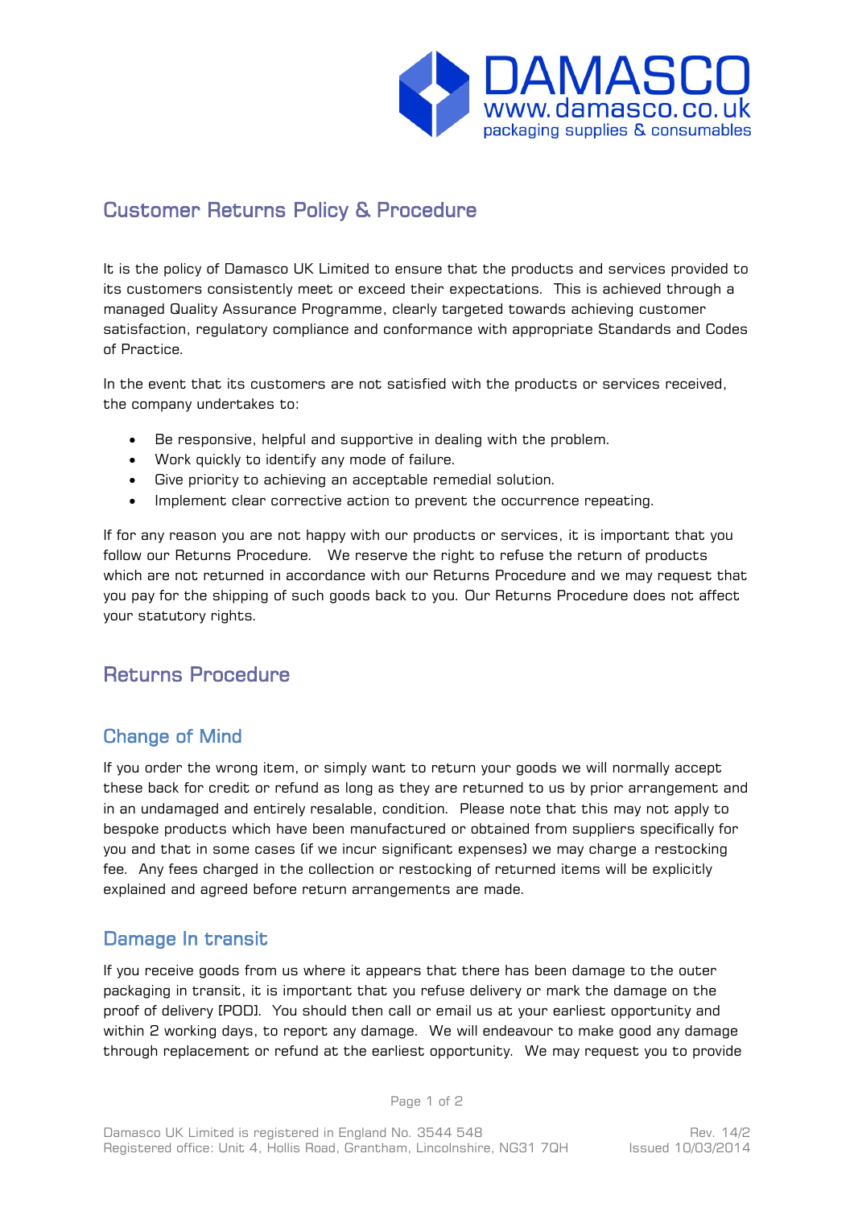DAMASCO
www.damasco.co.uk
packaging supplies & consumables

## Customer Returns Policy & Procedure

It is the policy of Damasco UK Limited to ensure that the products and services provided to its customers consistently meet or exceed their expectations. This is achieved through a managed Quality Assurance Programme, clearly targeted towards achieving customer satisfaction, regulatory compliance and conformance with appropriate Standards and Codes of Practice.

In the event that its customers are not satisfied with the products or services received, the company undertakes to:

- Be responsive, helpful and supportive in dealing with the problem.
- Work quickly to identify any mode of failure.
- Give priority to achieving an acceptable remedial solution.
- Implement clear corrective action to prevent the occurrence repeating.

If for any reason you are not happy with our products or services, it is important that you follow our Returns Procedure. We reserve the right to refuse the return of products which are not returned in accordance with our Returns Procedure and we may request that you pay for the shipping of such goods back to you. Our Returns Procedure does not affect your statutory rights.

## Returns Procedure

### Change of Mind

If you order the wrong item, or simply want to return your goods we will normally accept these back for credit or refund as long as they are returned to us by prior arrangement and in an undamaged and entirely resalable, condition. Please note that this may not apply to bespoke products which have been manufactured or obtained from suppliers specifically for you and that in some cases (if we incur significant expenses) we may charge a restocking fee. Any fees charged in the collection or restocking of returned items will be explicitly explained and agreed before return arrangements are made.

### Damage In transit

If you receive goods from us where it appears that there has been damage to the outer packaging in transit, it is important that you refuse delivery or mark the damage on the proof of delivery [POD]. You should then call or email us at your earliest opportunity and within 2 working days, to report any damage. We will endeavour to make good any damage through replacement or refund at the earliest opportunity. We may request you to provide

Damasco UK Limited is registered in England No. 3544 548
Registered office: Unit 4, Hollis Road, Grantham, Lincolnshire, NG31 7QH

Rev. 14/2
Issued 10/03/2014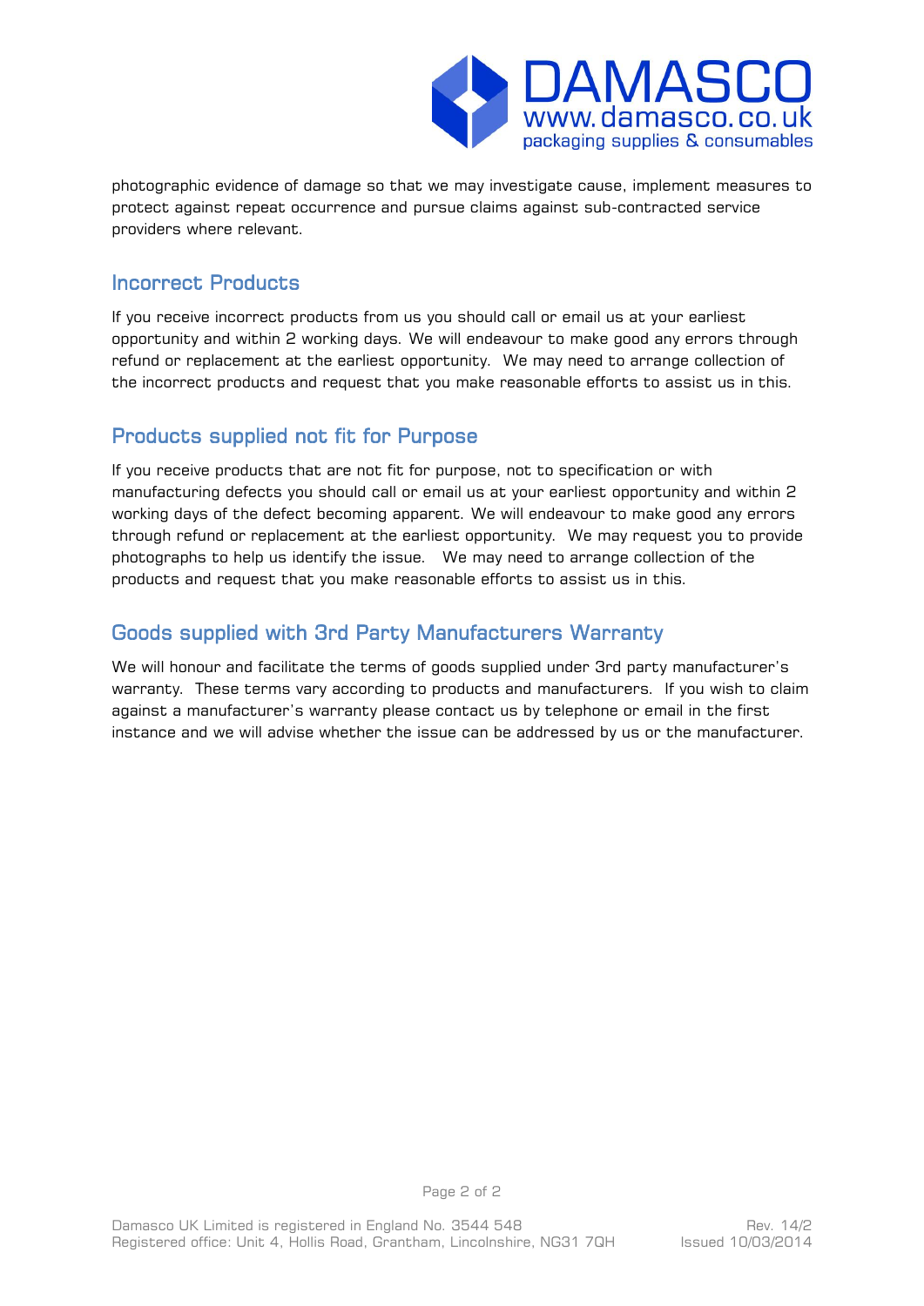photographic evidence of damage so that we may investigate cause, implement measures to protect against repeat occurrence and pursue claims against sub-contracted service providers where relevant.

## Incorrect Products

If you receive incorrect products from us you should call or email us at your earliest opportunity and within 2 working days. We will endeavour to make good any errors through refund or replacement at the earliest opportunity. We may need to arrange collection of the incorrect products and request that you make reasonable efforts to assist us in this.

## Products supplied not fit for Purpose

If you receive products that are not fit for purpose, not to specification or with manufacturing defects you should call or email us at your earliest opportunity and within 2 working days of the defect becoming apparent. We will endeavour to make good any errors through refund or replacement at the earliest opportunity. We may request you to provide photographs to help us identify the issue. We may need to arrange collection of the products and request that you make reasonable efforts to assist us in this.

## Goods supplied with 3rd Party Manufacturers Warranty

We will honour and facilitate the terms of goods supplied under 3rd party manufacturer's warranty. These terms vary according to products and manufacturers. If you wish to claim against a manufacturer's warranty please contact us by telephone or email in the first instance and we will advise whether the issue can be addressed by us or the manufacturer.